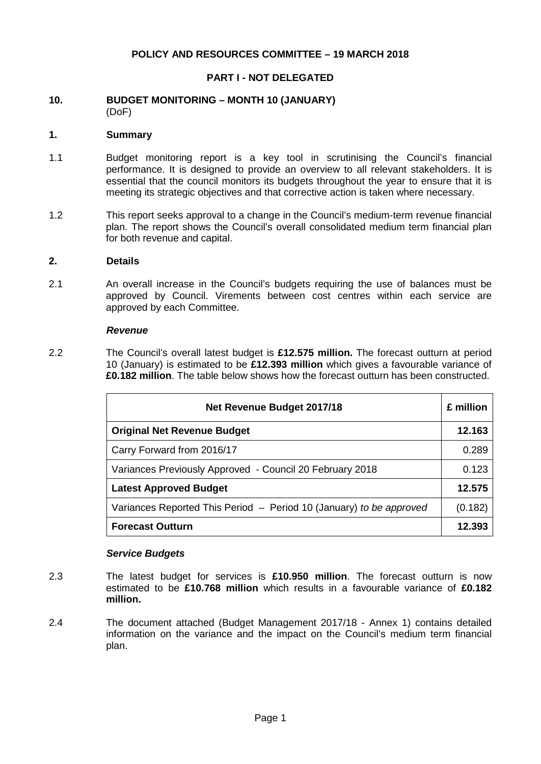**POLICY AND RESOURCES COMMITTEE – 19 MARCH 2018**

**PART I - NOT DELEGATED**

## 10. BUDGET MONITORING – MONTH 10 (JANUARY)

(DoF)

### 1. Summary

1.1 Budget monitoring report is a key tool in scrutinising the Council's financial performance. It is designed to provide an overview to all relevant stakeholders. It is essential that the council monitors its budgets throughout the year to ensure that it is meeting its strategic objectives and that corrective action is taken where necessary.

1.2 This report seeks approval to a change in the Council's medium-term revenue financial plan. The report shows the Council's overall consolidated medium term financial plan for both revenue and capital.

### 2. Details

2.1 An overall increase in the Council's budgets requiring the use of balances must be approved by Council. Virements between cost centres within each service are approved by each Committee.

***Revenue***

2.2 The Council's overall latest budget is **£12.575 million.** The forecast outturn at period 10 (January) is estimated to be **£12.393 million** which gives a favourable variance of **£0.182 million**. The table below shows how the forecast outturn has been constructed.

| Net Revenue Budget 2017/18 | £ million |
|---|---|
| **Original Net Revenue Budget** | **12.163** |
| Carry Forward from 2016/17 | 0.289 |
| Variances Previously Approved - Council 20 February 2018 | 0.123 |
| **Latest Approved Budget** | **12.575** |
| Variances Reported This Period – Period 10 (January) *to be approved* | (0.182) |
| **Forecast Outturn** | **12.393** |

***Service Budgets***

2.3 The latest budget for services is **£10.950 million**. The forecast outturn is now estimated to be **£10.768 million** which results in a favourable variance of **£0.182 million.**

2.4 The document attached (Budget Management 2017/18 - Annex 1) contains detailed information on the variance and the impact on the Council's medium term financial plan.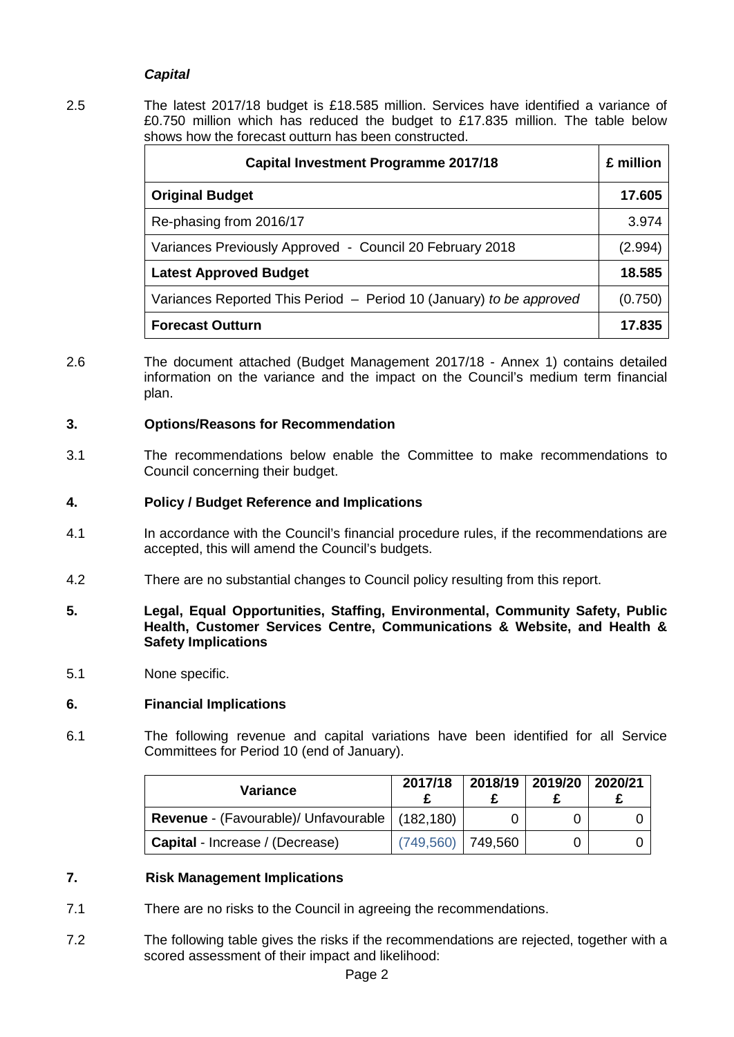***Capital***

2.5 The latest 2017/18 budget is £18.585 million. Services have identified a variance of £0.750 million which has reduced the budget to £17.835 million. The table below shows how the forecast outturn has been constructed.

| Capital Investment Programme 2017/18 | £ million |
|---|---|
| **Original Budget** | **17.605** |
| Re-phasing from 2016/17 | 3.974 |
| Variances Previously Approved - Council 20 February 2018 | (2.994) |
| **Latest Approved Budget** | **18.585** |
| Variances Reported This Period – Period 10 (January) *to be approved* | (0.750) |
| **Forecast Outturn** | **17.835** |

2.6 The document attached (Budget Management 2017/18 - Annex 1) contains detailed information on the variance and the impact on the Council's medium term financial plan.

## 3. Options/Reasons for Recommendation

3.1 The recommendations below enable the Committee to make recommendations to Council concerning their budget.

## 4. Policy / Budget Reference and Implications

4.1 In accordance with the Council's financial procedure rules, if the recommendations are accepted, this will amend the Council's budgets.

4.2 There are no substantial changes to Council policy resulting from this report.

## 5. Legal, Equal Opportunities, Staffing, Environmental, Community Safety, Public Health, Customer Services Centre, Communications & Website, and Health & Safety Implications

5.1 None specific.

## 6. Financial Implications

6.1 The following revenue and capital variations have been identified for all Service Committees for Period 10 (end of January).

| Variance | 2017/18 £ | 2018/19 £ | 2019/20 £ | 2020/21 £ |
|---|---|---|---|---|
| **Revenue** - (Favourable)/ Unfavourable | (182,180) | 0 | 0 | 0 |
| **Capital** - Increase / (Decrease) | (749,560) | 749,560 | 0 | 0 |

## 7. Risk Management Implications

7.1 There are no risks to the Council in agreeing the recommendations.

7.2 The following table gives the risks if the recommendations are rejected, together with a scored assessment of their impact and likelihood: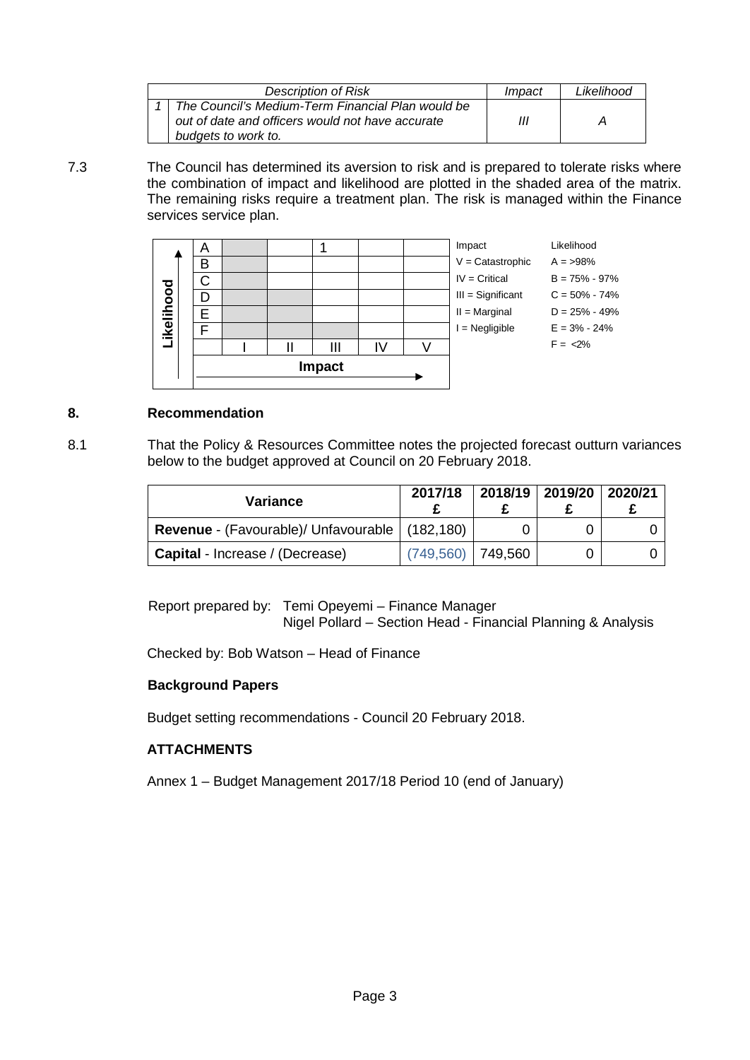| | *Description of Risk* | *Impact* | *Likelihood* |
|---|---|---|---|
| *1* | *The Council's Medium-Term Financial Plan would be out of date and officers would not have accurate budgets to work to.* | *III* | *A* |

7.3 The Council has determined its aversion to risk and is prepared to tolerate risks where the combination of impact and likelihood are plotted in the shaded area of the matrix. The remaining risks require a treatment plan. The risk is managed within the Finance services service plan.

| Likelihood | | I | II | III | IV | V |
|---|---|---|---|---|---|---|
| | A | | | 1 | | |
| | B | | | | | |
| | C | | | | | |
| | D | | | | | |
| | E | | | | | |
| | F | | | | | |
| | | **Impact** | | | | |

| Impact | Likelihood |
|---|---|
| V = Catastrophic | A = >98% |
| IV = Critical | B = 75% - 97% |
| III = Significant | C = 50% - 74% |
| II = Marginal | D = 25% - 49% |
| I = Negligible | E = 3% - 24% |
| | F = <2% |

## 8. Recommendation

8.1 That the Policy & Resources Committee notes the projected forecast outturn variances below to the budget approved at Council on 20 February 2018.

| Variance | 2017/18 £ | 2018/19 £ | 2019/20 £ | 2020/21 £ |
|---|---|---|---|---|
| **Revenue** - (Favourable)/ Unfavourable | (182,180) | 0 | 0 | 0 |
| **Capital** - Increase / (Decrease) | (749,560) | 749,560 | 0 | 0 |

Report prepared by: Temi Opeyemi – Finance Manager
Nigel Pollard – Section Head - Financial Planning & Analysis

Checked by: Bob Watson – Head of Finance

**Background Papers**

Budget setting recommendations - Council 20 February 2018.

**ATTACHMENTS**

Annex 1 – Budget Management 2017/18 Period 10 (end of January)